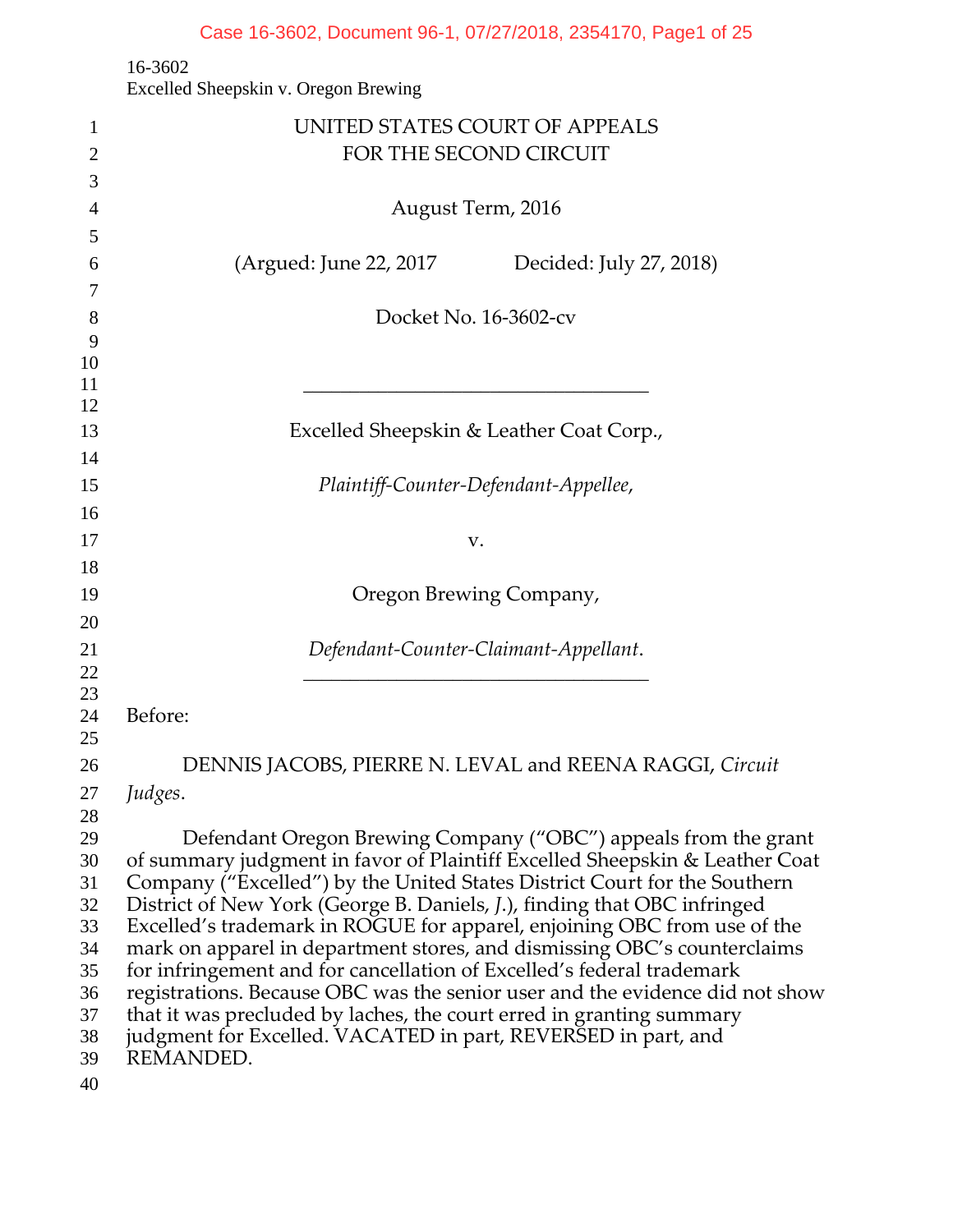16-3602
Excelled Sheepskin v. Oregon Brewing

UNITED STATES COURT OF APPEALS
FOR THE SECOND CIRCUIT

August Term, 2016

(Argued: June 22, 2017 Decided: July 27, 2018)

Docket No. 16-3602-cv

---

Excelled Sheepskin & Leather Coat Corp.,

*Plaintiff-Counter-Defendant-Appellee*,

v.

Oregon Brewing Company,

*Defendant-Counter-Claimant-Appellant*.

---

Before:

DENNIS JACOBS, PIERRE N. LEVAL and REENA RAGGI, *Circuit Judges*.

Defendant Oregon Brewing Company ("OBC") appeals from the grant of summary judgment in favor of Plaintiff Excelled Sheepskin & Leather Coat Company ("Excelled") by the United States District Court for the Southern District of New York (George B. Daniels, *J.*), finding that OBC infringed Excelled's trademark in ROGUE for apparel, enjoining OBC from use of the mark on apparel in department stores, and dismissing OBC's counterclaims for infringement and for cancellation of Excelled's federal trademark registrations. Because OBC was the senior user and the evidence did not show that it was precluded by laches, the court erred in granting summary judgment for Excelled. VACATED in part, REVERSED in part, and REMANDED.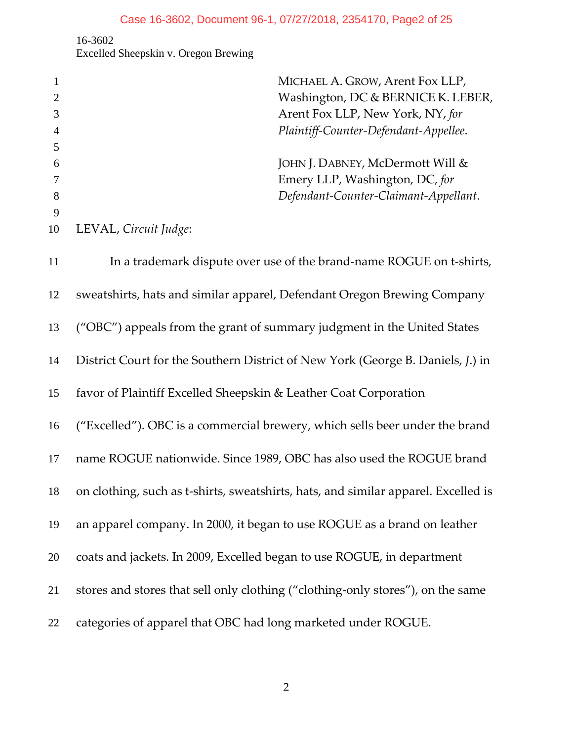MICHAEL A. GROW, Arent Fox LLP, Washington, DC & BERNICE K. LEBER, Arent Fox LLP, New York, NY, *for Plaintiff-Counter-Defendant-Appellee*.

JOHN J. DABNEY, McDermott Will & Emery LLP, Washington, DC, *for Defendant-Counter-Claimant-Appellant*.

LEVAL, *Circuit Judge*:

In a trademark dispute over use of the brand-name ROGUE on t-shirts, sweatshirts, hats and similar apparel, Defendant Oregon Brewing Company ("OBC") appeals from the grant of summary judgment in the United States District Court for the Southern District of New York (George B. Daniels, *J.*) in favor of Plaintiff Excelled Sheepskin & Leather Coat Corporation ("Excelled"). OBC is a commercial brewery, which sells beer under the brand name ROGUE nationwide. Since 1989, OBC has also used the ROGUE brand on clothing, such as t-shirts, sweatshirts, hats, and similar apparel. Excelled is an apparel company. In 2000, it began to use ROGUE as a brand on leather coats and jackets. In 2009, Excelled began to use ROGUE, in department stores and stores that sell only clothing ("clothing-only stores"), on the same categories of apparel that OBC had long marketed under ROGUE.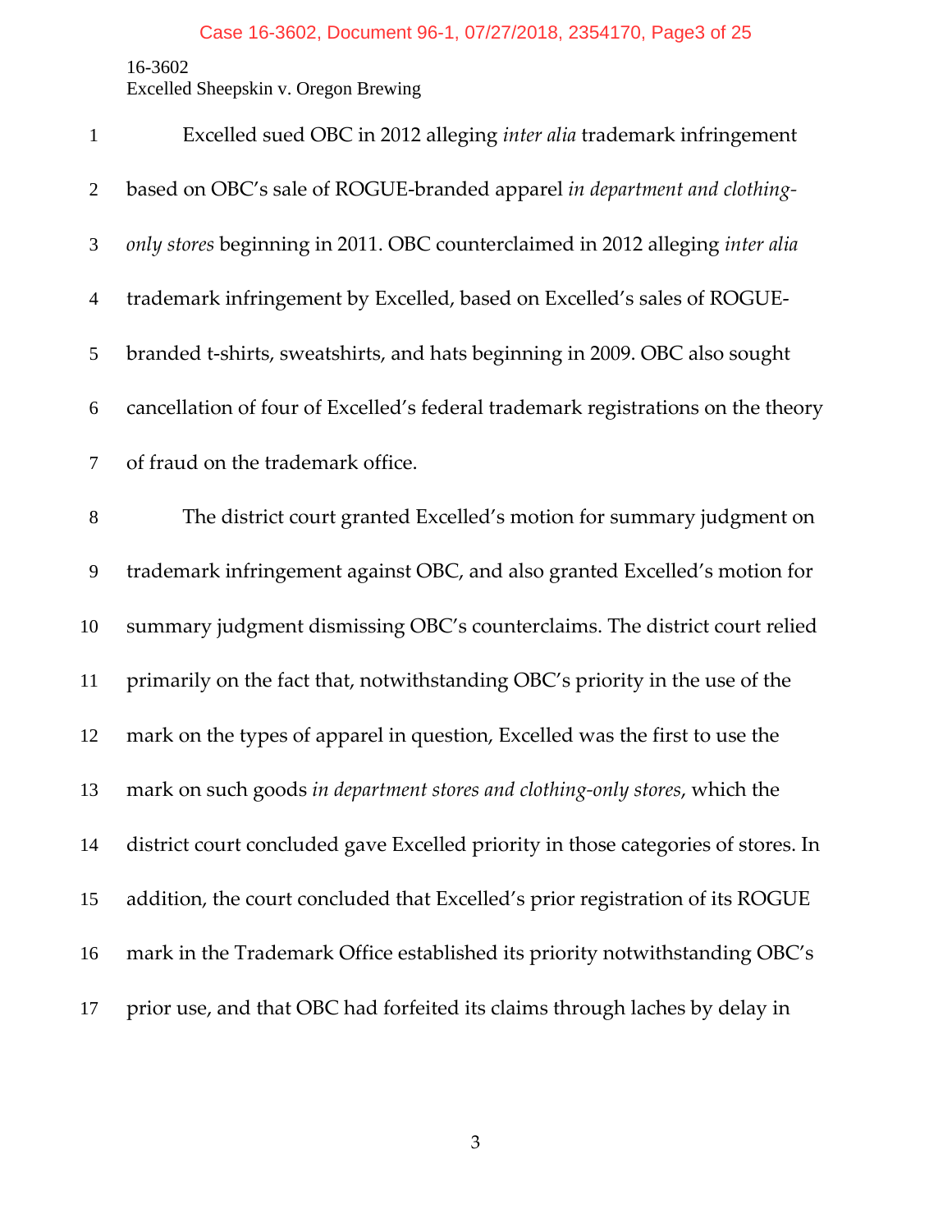Excelled sued OBC in 2012 alleging *inter alia* trademark infringement based on OBC's sale of ROGUE-branded apparel *in department and clothing-only stores* beginning in 2011. OBC counterclaimed in 2012 alleging *inter alia* trademark infringement by Excelled, based on Excelled's sales of ROGUE-branded t-shirts, sweatshirts, and hats beginning in 2009. OBC also sought cancellation of four of Excelled's federal trademark registrations on the theory of fraud on the trademark office.

The district court granted Excelled's motion for summary judgment on trademark infringement against OBC, and also granted Excelled's motion for summary judgment dismissing OBC's counterclaims. The district court relied primarily on the fact that, notwithstanding OBC's priority in the use of the mark on the types of apparel in question, Excelled was the first to use the mark on such goods *in department stores and clothing-only stores*, which the district court concluded gave Excelled priority in those categories of stores. In addition, the court concluded that Excelled's prior registration of its ROGUE mark in the Trademark Office established its priority notwithstanding OBC's prior use, and that OBC had forfeited its claims through laches by delay in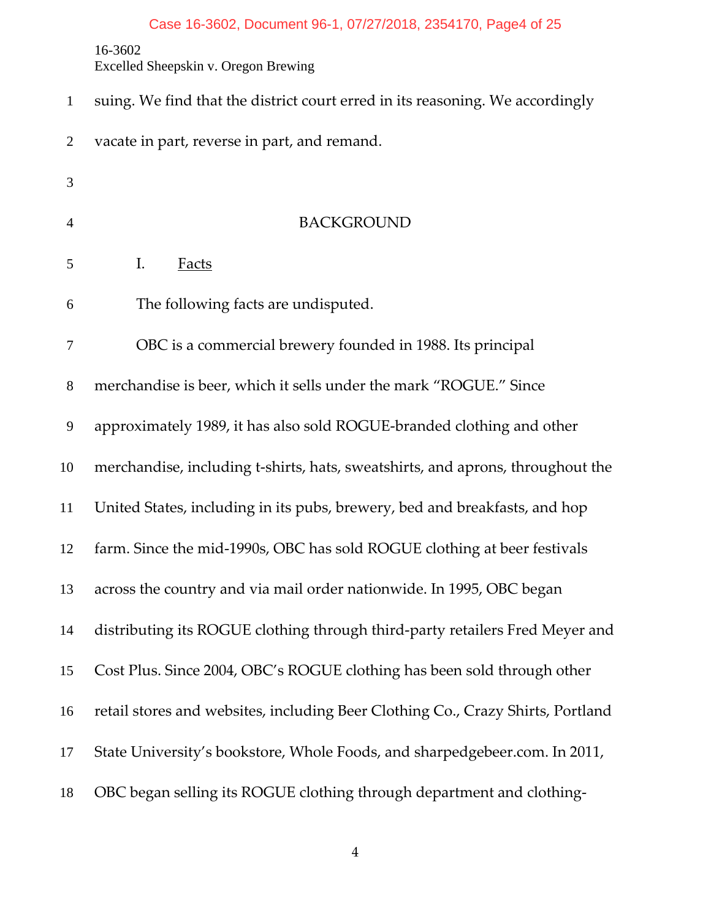suing. We find that the district court erred in its reasoning. We accordingly vacate in part, reverse in part, and remand.

## BACKGROUND

### I. Facts

The following facts are undisputed.

OBC is a commercial brewery founded in 1988. Its principal merchandise is beer, which it sells under the mark "ROGUE." Since approximately 1989, it has also sold ROGUE-branded clothing and other merchandise, including t-shirts, hats, sweatshirts, and aprons, throughout the United States, including in its pubs, brewery, bed and breakfasts, and hop farm. Since the mid-1990s, OBC has sold ROGUE clothing at beer festivals across the country and via mail order nationwide. In 1995, OBC began distributing its ROGUE clothing through third-party retailers Fred Meyer and Cost Plus. Since 2004, OBC's ROGUE clothing has been sold through other retail stores and websites, including Beer Clothing Co., Crazy Shirts, Portland State University's bookstore, Whole Foods, and sharpedgebeer.com. In 2011, OBC began selling its ROGUE clothing through department and clothing-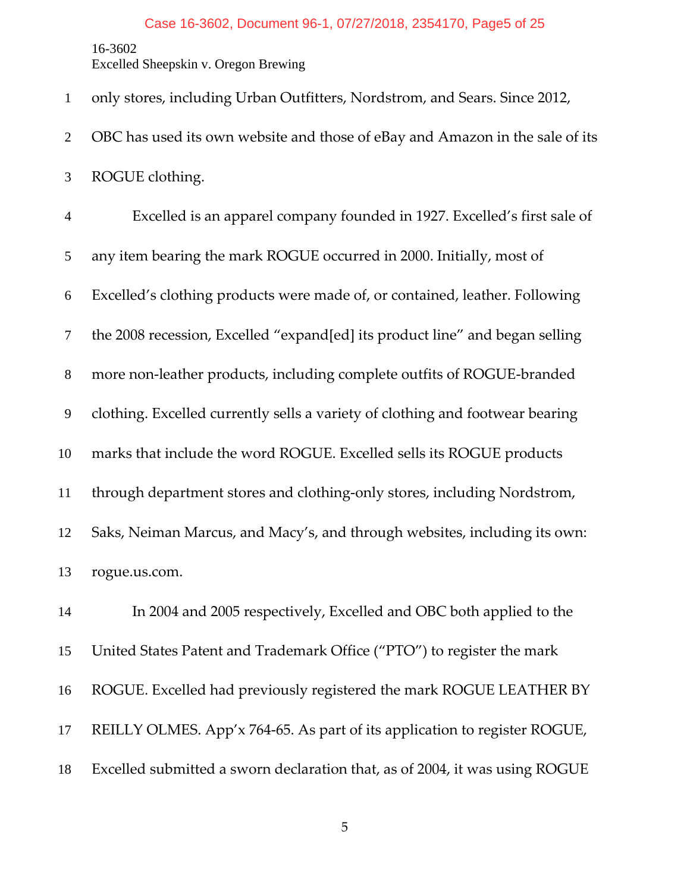only stores, including Urban Outfitters, Nordstrom, and Sears. Since 2012, OBC has used its own website and those of eBay and Amazon in the sale of its ROGUE clothing.

Excelled is an apparel company founded in 1927. Excelled's first sale of any item bearing the mark ROGUE occurred in 2000. Initially, most of Excelled's clothing products were made of, or contained, leather. Following the 2008 recession, Excelled "expand[ed] its product line" and began selling more non-leather products, including complete outfits of ROGUE-branded clothing. Excelled currently sells a variety of clothing and footwear bearing marks that include the word ROGUE. Excelled sells its ROGUE products through department stores and clothing-only stores, including Nordstrom, Saks, Neiman Marcus, and Macy's, and through websites, including its own: rogue.us.com.

In 2004 and 2005 respectively, Excelled and OBC both applied to the United States Patent and Trademark Office ("PTO") to register the mark ROGUE. Excelled had previously registered the mark ROGUE LEATHER BY REILLY OLMES. App'x 764-65. As part of its application to register ROGUE, Excelled submitted a sworn declaration that, as of 2004, it was using ROGUE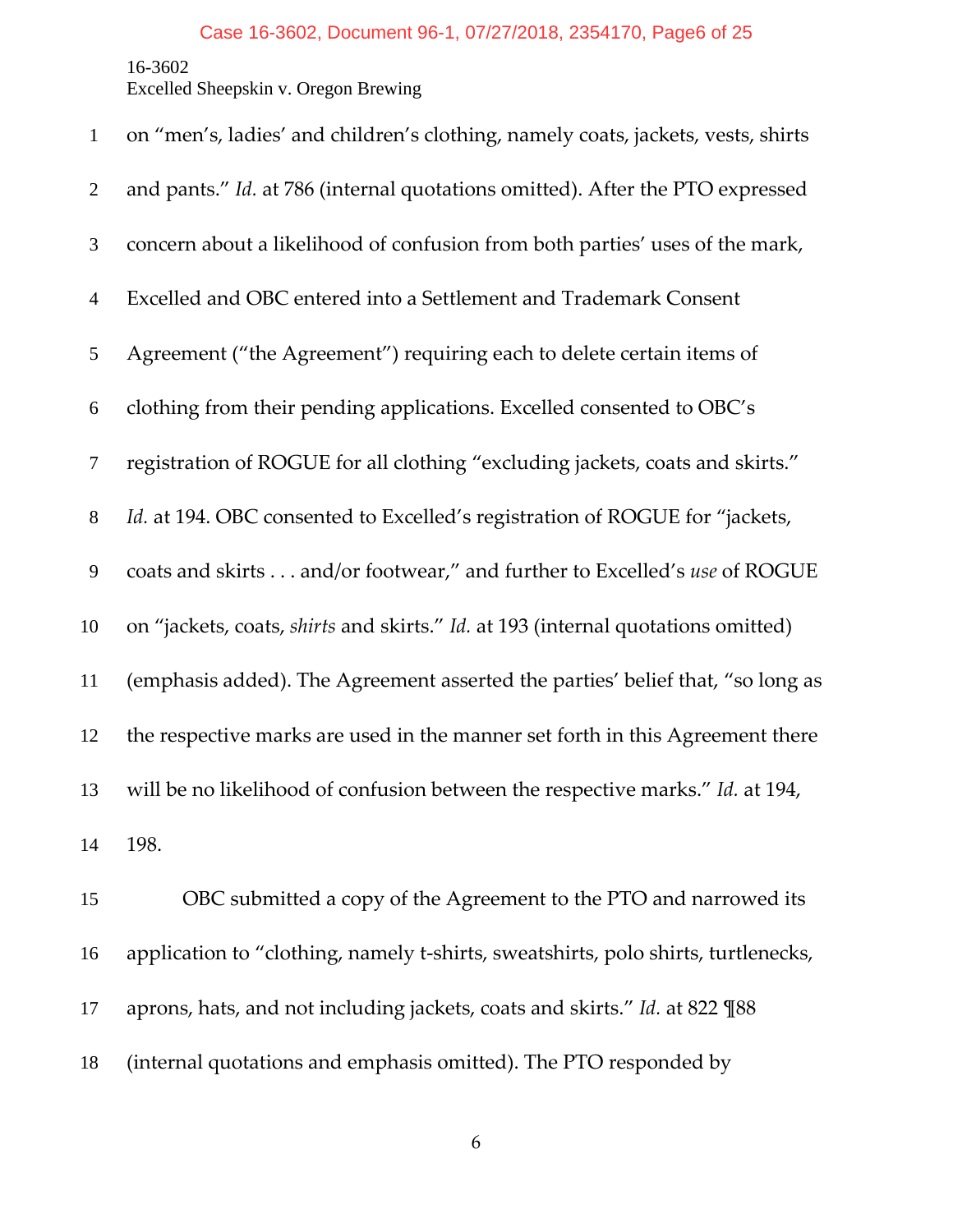on "men's, ladies' and children's clothing, namely coats, jackets, vests, shirts and pants." *Id.* at 786 (internal quotations omitted). After the PTO expressed concern about a likelihood of confusion from both parties' uses of the mark, Excelled and OBC entered into a Settlement and Trademark Consent Agreement ("the Agreement") requiring each to delete certain items of clothing from their pending applications. Excelled consented to OBC's registration of ROGUE for all clothing "excluding jackets, coats and skirts." *Id.* at 194. OBC consented to Excelled's registration of ROGUE for "jackets, coats and skirts . . . and/or footwear," and further to Excelled's *use* of ROGUE on "jackets, coats, *shirts* and skirts." *Id.* at 193 (internal quotations omitted) (emphasis added). The Agreement asserted the parties' belief that, "so long as the respective marks are used in the manner set forth in this Agreement there will be no likelihood of confusion between the respective marks." *Id.* at 194, 198.

OBC submitted a copy of the Agreement to the PTO and narrowed its application to "clothing, namely t-shirts, sweatshirts, polo shirts, turtlenecks, aprons, hats, and not including jackets, coats and skirts." *Id.* at 822 ¶88 (internal quotations and emphasis omitted). The PTO responded by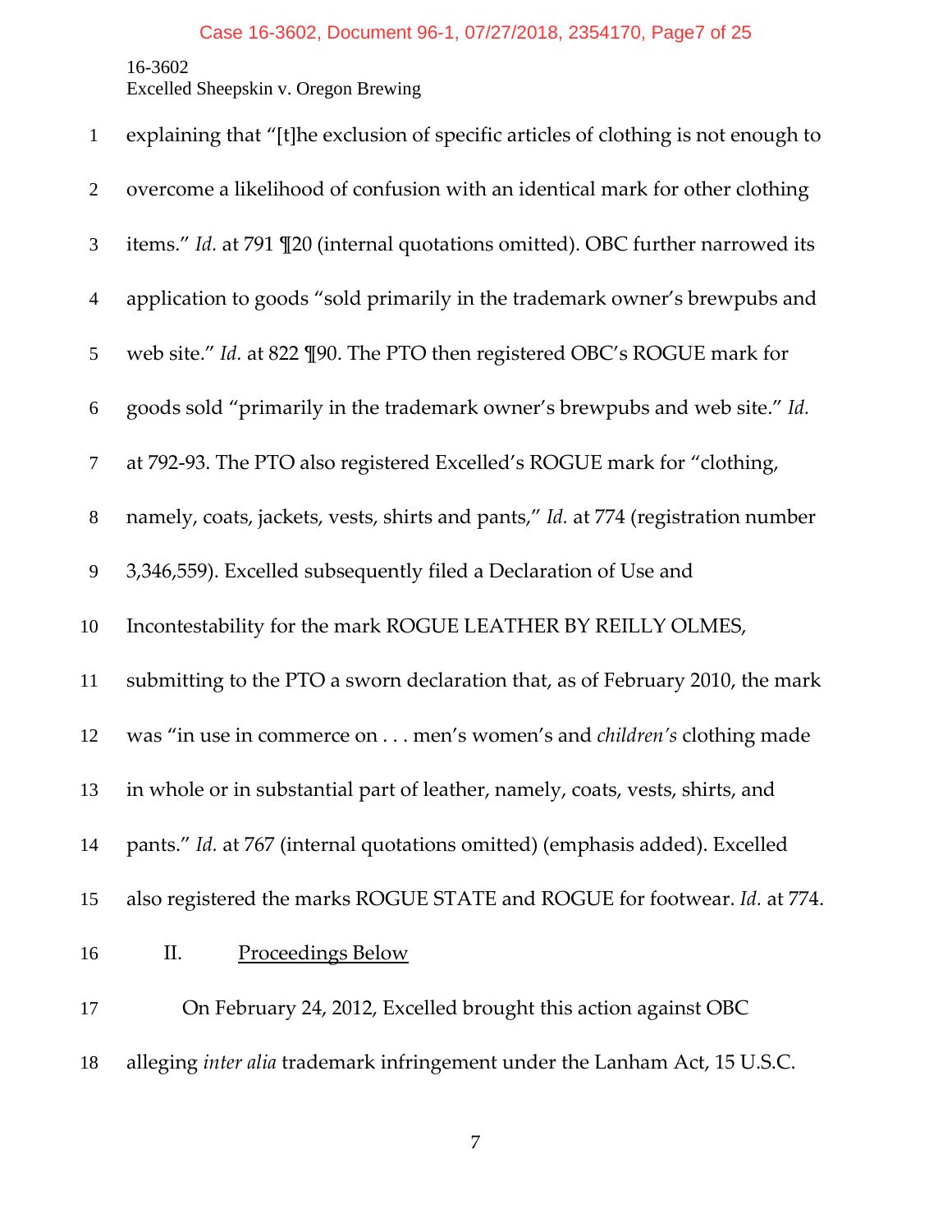explaining that "[t]he exclusion of specific articles of clothing is not enough to overcome a likelihood of confusion with an identical mark for other clothing items." *Id.* at 791 ¶20 (internal quotations omitted). OBC further narrowed its application to goods "sold primarily in the trademark owner's brewpubs and web site." *Id.* at 822 ¶90. The PTO then registered OBC's ROGUE mark for goods sold "primarily in the trademark owner's brewpubs and web site." *Id.* at 792-93. The PTO also registered Excelled's ROGUE mark for "clothing, namely, coats, jackets, vests, shirts and pants," *Id.* at 774 (registration number 3,346,559). Excelled subsequently filed a Declaration of Use and Incontestability for the mark ROGUE LEATHER BY REILLY OLMES, submitting to the PTO a sworn declaration that, as of February 2010, the mark was "in use in commerce on . . . men's women's and *children's* clothing made in whole or in substantial part of leather, namely, coats, vests, shirts, and pants." *Id.* at 767 (internal quotations omitted) (emphasis added). Excelled also registered the marks ROGUE STATE and ROGUE for footwear. *Id.* at 774.

## II. Proceedings Below

On February 24, 2012, Excelled brought this action against OBC alleging *inter alia* trademark infringement under the Lanham Act, 15 U.S.C.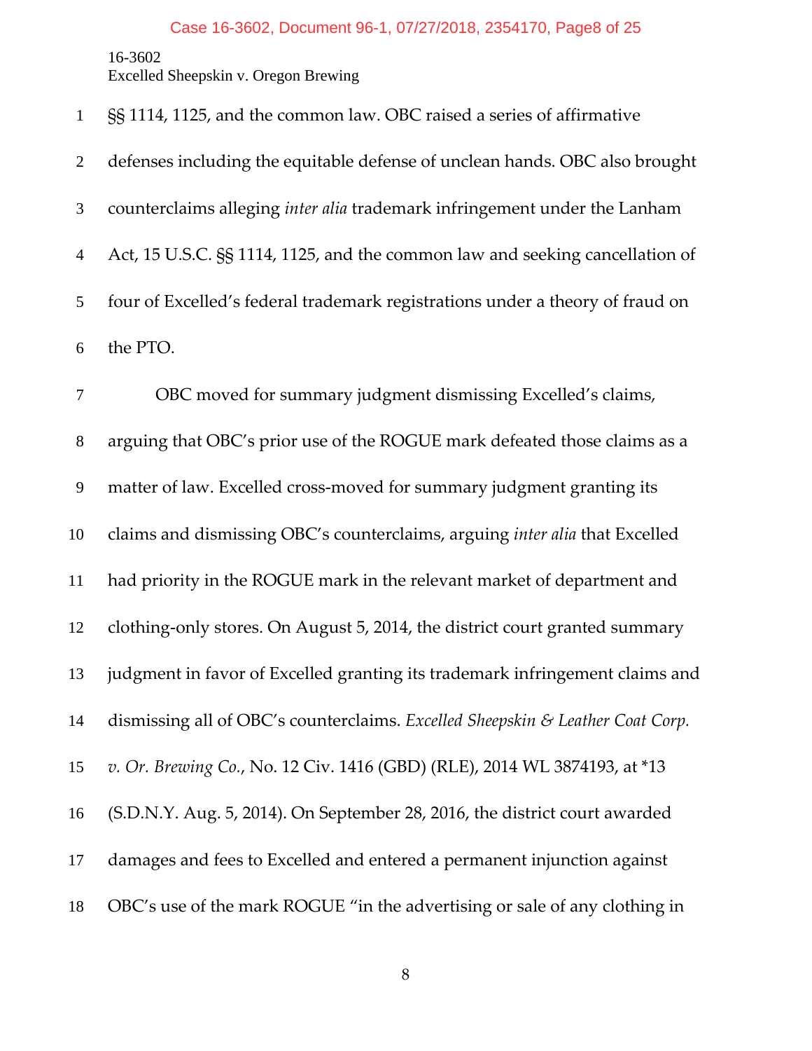§§ 1114, 1125, and the common law. OBC raised a series of affirmative defenses including the equitable defense of unclean hands. OBC also brought counterclaims alleging *inter alia* trademark infringement under the Lanham Act, 15 U.S.C. §§ 1114, 1125, and the common law and seeking cancellation of four of Excelled's federal trademark registrations under a theory of fraud on the PTO.

OBC moved for summary judgment dismissing Excelled's claims, arguing that OBC's prior use of the ROGUE mark defeated those claims as a matter of law. Excelled cross-moved for summary judgment granting its claims and dismissing OBC's counterclaims, arguing *inter alia* that Excelled had priority in the ROGUE mark in the relevant market of department and clothing-only stores. On August 5, 2014, the district court granted summary judgment in favor of Excelled granting its trademark infringement claims and dismissing all of OBC's counterclaims. *Excelled Sheepskin & Leather Coat Corp. v. Or. Brewing Co.*, No. 12 Civ. 1416 (GBD) (RLE), 2014 WL 3874193, at *13 (S.D.N.Y. Aug. 5, 2014). On September 28, 2016, the district court awarded damages and fees to Excelled and entered a permanent injunction against OBC's use of the mark ROGUE "in the advertising or sale of any clothing in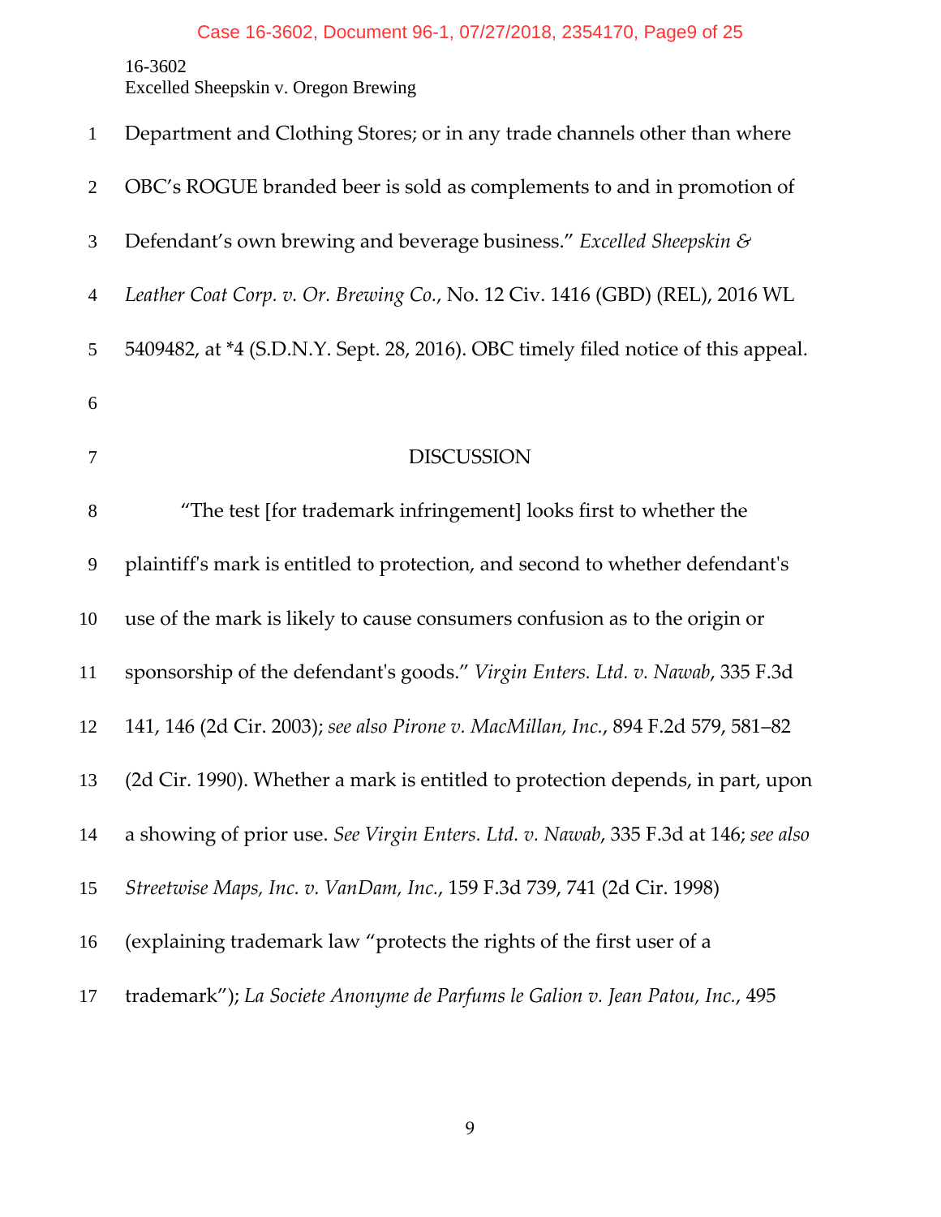Department and Clothing Stores; or in any trade channels other than where OBC's ROGUE branded beer is sold as complements to and in promotion of Defendant's own brewing and beverage business." *Excelled Sheepskin & Leather Coat Corp. v. Or. Brewing Co.*, No. 12 Civ. 1416 (GBD) (REL), 2016 WL 5409482, at *4 (S.D.N.Y. Sept. 28, 2016). OBC timely filed notice of this appeal.

## DISCUSSION

"The test [for trademark infringement] looks first to whether the plaintiff's mark is entitled to protection, and second to whether defendant's use of the mark is likely to cause consumers confusion as to the origin or sponsorship of the defendant's goods." *Virgin Enters. Ltd. v. Nawab*, 335 F.3d 141, 146 (2d Cir. 2003); *see also Pirone v. MacMillan, Inc.*, 894 F.2d 579, 581–82 (2d Cir. 1990). Whether a mark is entitled to protection depends, in part, upon a showing of prior use. *See Virgin Enters. Ltd. v. Nawab*, 335 F.3d at 146; *see also Streetwise Maps, Inc. v. VanDam, Inc.*, 159 F.3d 739, 741 (2d Cir. 1998) (explaining trademark law "protects the rights of the first user of a trademark"); *La Societe Anonyme de Parfums le Galion v. Jean Patou, Inc.*, 495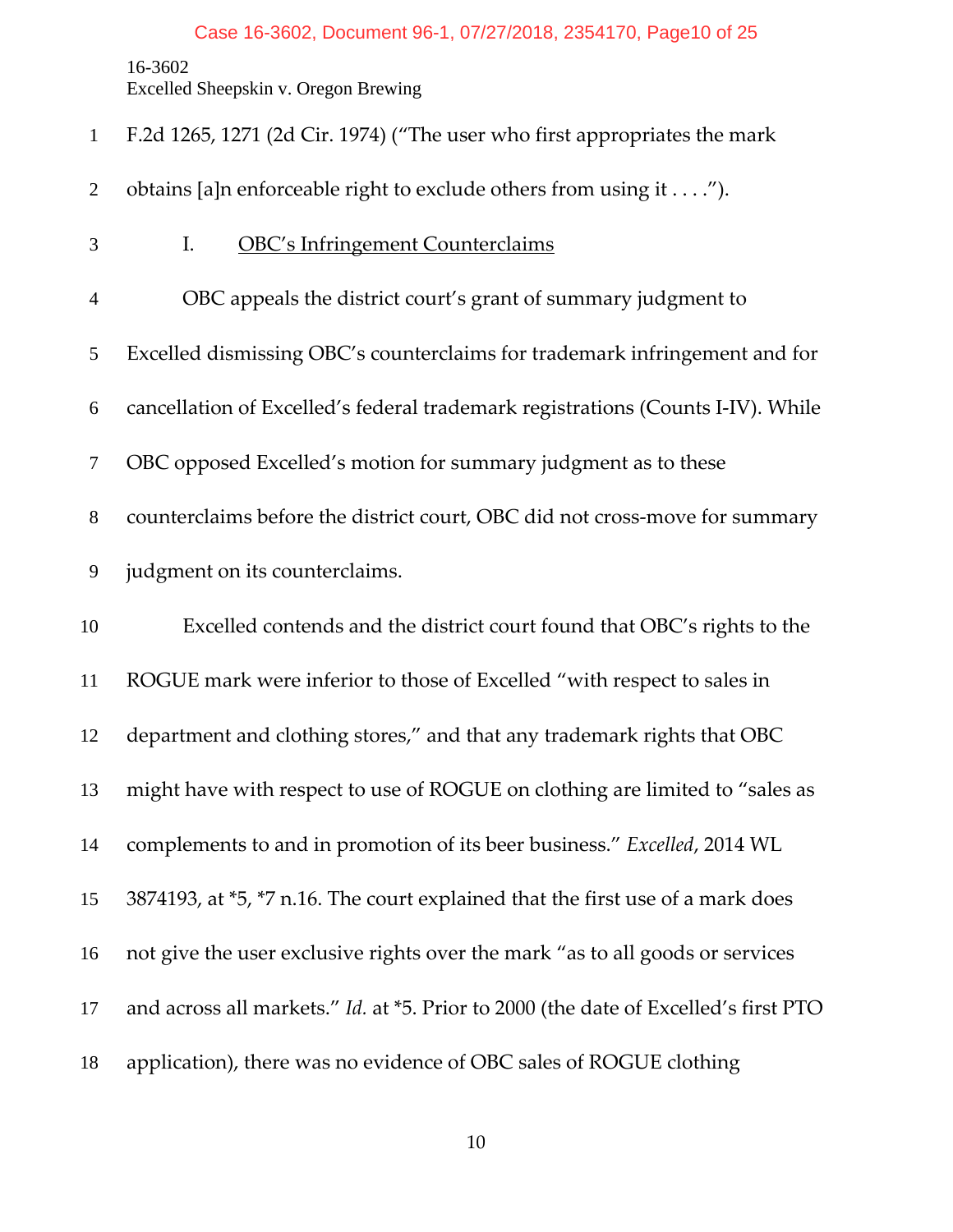F.2d 1265, 1271 (2d Cir. 1974) ("The user who first appropriates the mark obtains [a]n enforceable right to exclude others from using it . . . .").

## I. OBC's Infringement Counterclaims

OBC appeals the district court's grant of summary judgment to Excelled dismissing OBC's counterclaims for trademark infringement and for cancellation of Excelled's federal trademark registrations (Counts I-IV). While OBC opposed Excelled's motion for summary judgment as to these counterclaims before the district court, OBC did not cross-move for summary judgment on its counterclaims.

Excelled contends and the district court found that OBC's rights to the ROGUE mark were inferior to those of Excelled "with respect to sales in department and clothing stores," and that any trademark rights that OBC might have with respect to use of ROGUE on clothing are limited to "sales as complements to and in promotion of its beer business." *Excelled*, 2014 WL 3874193, at *5, *7 n.16. The court explained that the first use of a mark does not give the user exclusive rights over the mark "as to all goods or services and across all markets." *Id.* at *5. Prior to 2000 (the date of Excelled's first PTO application), there was no evidence of OBC sales of ROGUE clothing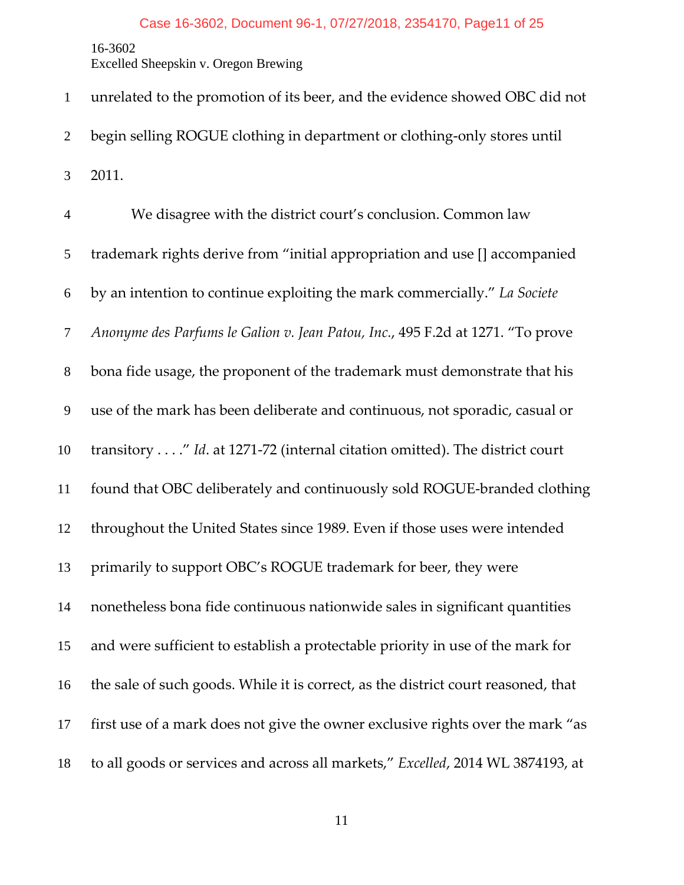unrelated to the promotion of its beer, and the evidence showed OBC did not begin selling ROGUE clothing in department or clothing-only stores until 2011.

We disagree with the district court's conclusion. Common law trademark rights derive from "initial appropriation and use [] accompanied by an intention to continue exploiting the mark commercially." *La Societe Anonyme des Parfums le Galion v. Jean Patou, Inc.*, 495 F.2d at 1271. "To prove bona fide usage, the proponent of the trademark must demonstrate that his use of the mark has been deliberate and continuous, not sporadic, casual or transitory . . . ." *Id*. at 1271-72 (internal citation omitted). The district court found that OBC deliberately and continuously sold ROGUE-branded clothing throughout the United States since 1989. Even if those uses were intended primarily to support OBC's ROGUE trademark for beer, they were nonetheless bona fide continuous nationwide sales in significant quantities and were sufficient to establish a protectable priority in use of the mark for the sale of such goods. While it is correct, as the district court reasoned, that first use of a mark does not give the owner exclusive rights over the mark "as to all goods or services and across all markets," *Excelled*, 2014 WL 3874193, at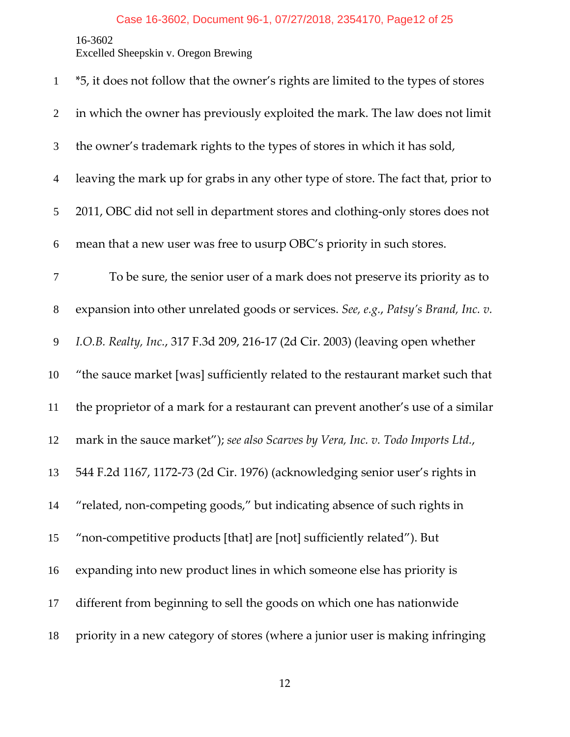*5, it does not follow that the owner's rights are limited to the types of stores in which the owner has previously exploited the mark. The law does not limit the owner's trademark rights to the types of stores in which it has sold, leaving the mark up for grabs in any other type of store. The fact that, prior to 2011, OBC did not sell in department stores and clothing-only stores does not mean that a new user was free to usurp OBC's priority in such stores.

To be sure, the senior user of a mark does not preserve its priority as to expansion into other unrelated goods or services. *See, e.g.*, *Patsy's Brand, Inc. v. I.O.B. Realty, Inc.*, 317 F.3d 209, 216-17 (2d Cir. 2003) (leaving open whether "the sauce market [was] sufficiently related to the restaurant market such that the proprietor of a mark for a restaurant can prevent another's use of a similar mark in the sauce market"); *see also Scarves by Vera, Inc. v. Todo Imports Ltd.*, 544 F.2d 1167, 1172-73 (2d Cir. 1976) (acknowledging senior user's rights in "related, non-competing goods," but indicating absence of such rights in "non-competitive products [that] are [not] sufficiently related"). But expanding into new product lines in which someone else has priority is different from beginning to sell the goods on which one has nationwide priority in a new category of stores (where a junior user is making infringing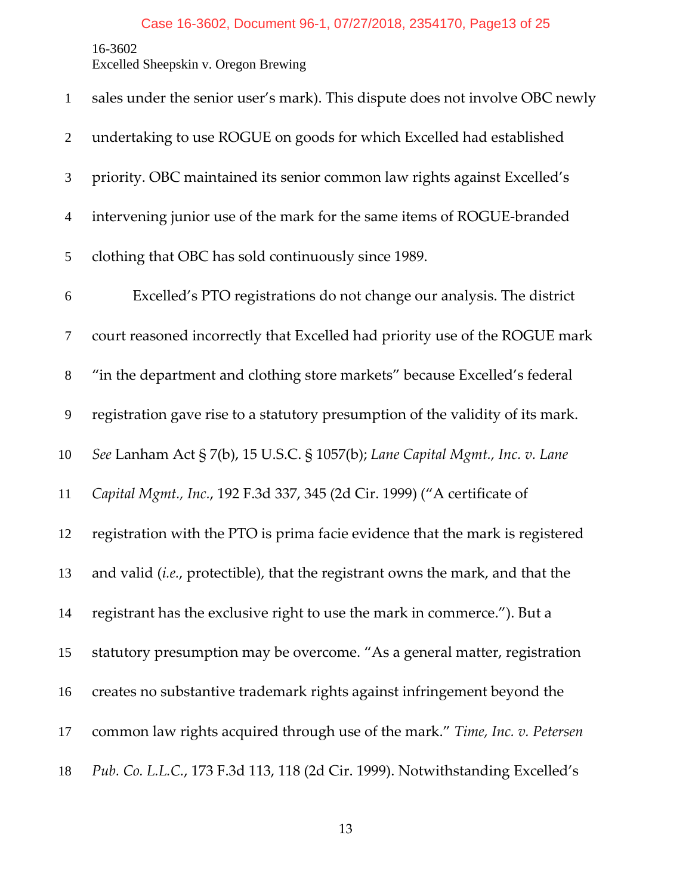sales under the senior user's mark). This dispute does not involve OBC newly undertaking to use ROGUE on goods for which Excelled had established priority. OBC maintained its senior common law rights against Excelled's intervening junior use of the mark for the same items of ROGUE-branded clothing that OBC has sold continuously since 1989.

Excelled's PTO registrations do not change our analysis. The district court reasoned incorrectly that Excelled had priority use of the ROGUE mark "in the department and clothing store markets" because Excelled's federal registration gave rise to a statutory presumption of the validity of its mark. *See* Lanham Act § 7(b), 15 U.S.C. § 1057(b); *Lane Capital Mgmt., Inc. v. Lane Capital Mgmt., Inc.*, 192 F.3d 337, 345 (2d Cir. 1999) ("A certificate of registration with the PTO is prima facie evidence that the mark is registered and valid (*i.e.*, protectible), that the registrant owns the mark, and that the registrant has the exclusive right to use the mark in commerce."). But a statutory presumption may be overcome. "As a general matter, registration creates no substantive trademark rights against infringement beyond the common law rights acquired through use of the mark." *Time, Inc. v. Petersen Pub. Co. L.L.C.*, 173 F.3d 113, 118 (2d Cir. 1999). Notwithstanding Excelled's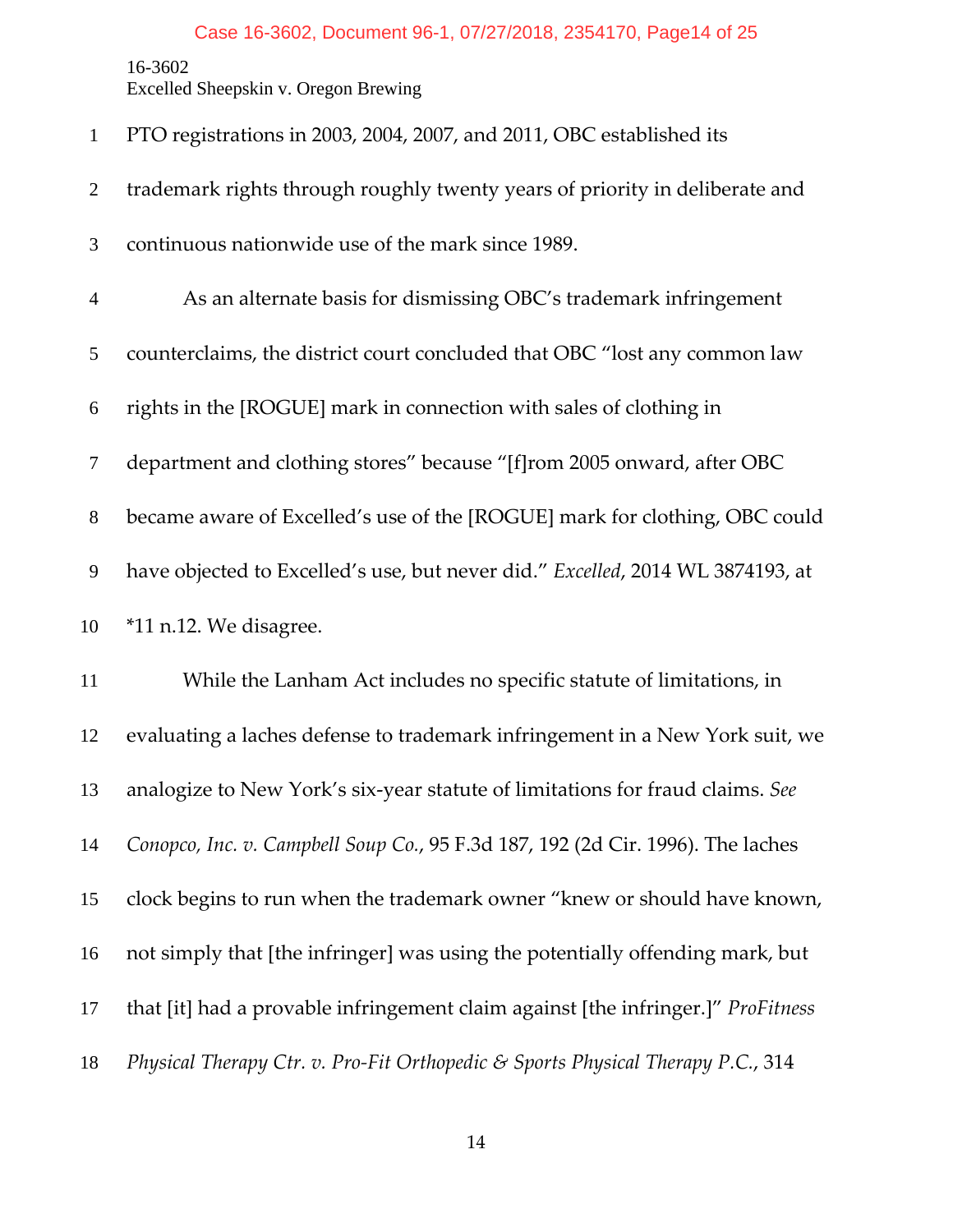PTO registrations in 2003, 2004, 2007, and 2011, OBC established its trademark rights through roughly twenty years of priority in deliberate and continuous nationwide use of the mark since 1989.

As an alternate basis for dismissing OBC's trademark infringement counterclaims, the district court concluded that OBC "lost any common law rights in the [ROGUE] mark in connection with sales of clothing in department and clothing stores" because "[f]rom 2005 onward, after OBC became aware of Excelled's use of the [ROGUE] mark for clothing, OBC could have objected to Excelled's use, but never did." *Excelled*, 2014 WL 3874193, at *11 n.12. We disagree.

While the Lanham Act includes no specific statute of limitations, in evaluating a laches defense to trademark infringement in a New York suit, we analogize to New York's six-year statute of limitations for fraud claims. *See Conopco, Inc. v. Campbell Soup Co.*, 95 F.3d 187, 192 (2d Cir. 1996). The laches clock begins to run when the trademark owner "knew or should have known, not simply that [the infringer] was using the potentially offending mark, but that [it] had a provable infringement claim against [the infringer.]" *ProFitness Physical Therapy Ctr. v. Pro-Fit Orthopedic & Sports Physical Therapy P.C.*, 314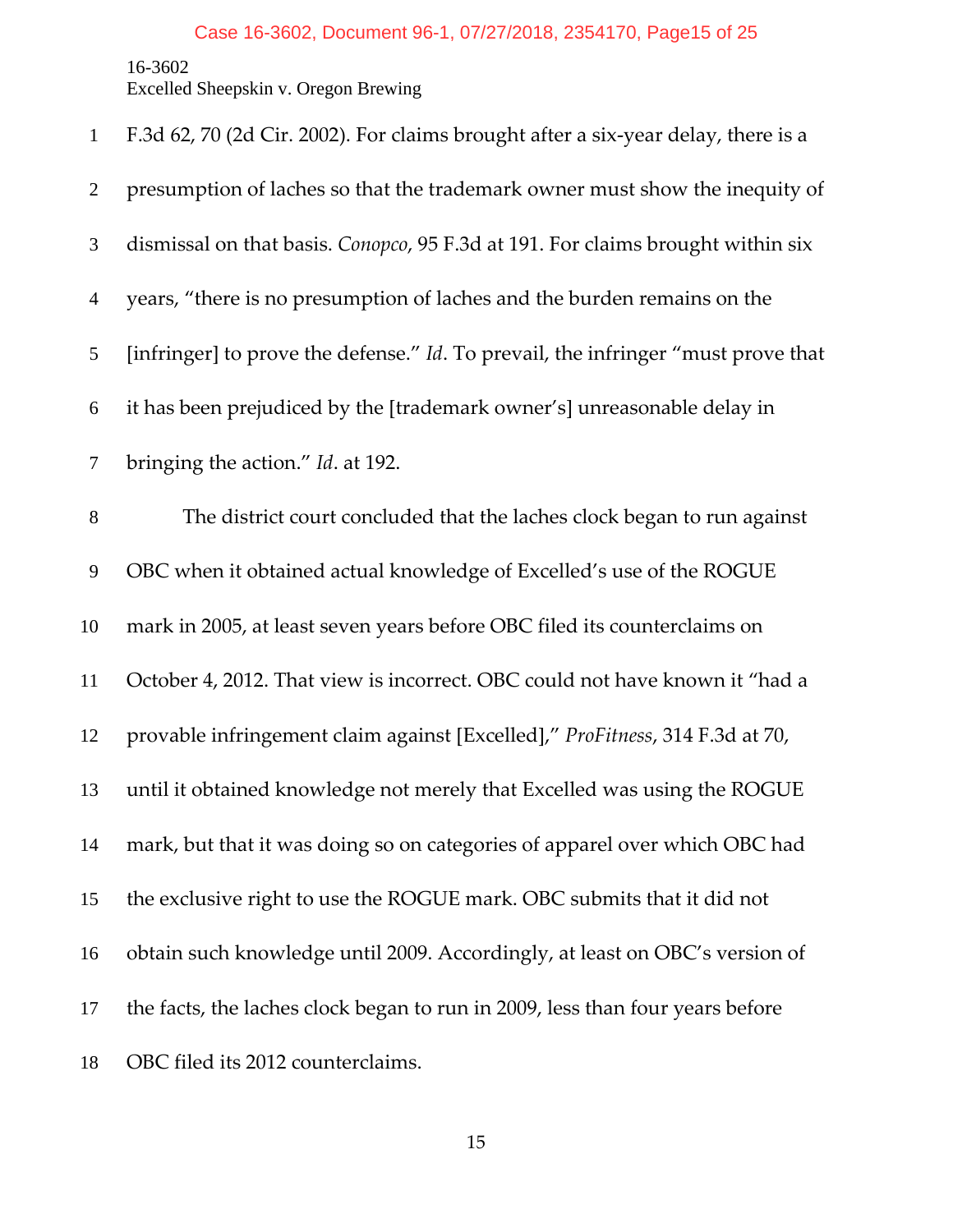F.3d 62, 70 (2d Cir. 2002). For claims brought after a six-year delay, there is a presumption of laches so that the trademark owner must show the inequity of dismissal on that basis. *Conopco*, 95 F.3d at 191. For claims brought within six years, "there is no presumption of laches and the burden remains on the [infringer] to prove the defense." *Id*. To prevail, the infringer "must prove that it has been prejudiced by the [trademark owner's] unreasonable delay in bringing the action." *Id*. at 192.

The district court concluded that the laches clock began to run against OBC when it obtained actual knowledge of Excelled's use of the ROGUE mark in 2005, at least seven years before OBC filed its counterclaims on October 4, 2012. That view is incorrect. OBC could not have known it "had a provable infringement claim against [Excelled]," *ProFitness*, 314 F.3d at 70, until it obtained knowledge not merely that Excelled was using the ROGUE mark, but that it was doing so on categories of apparel over which OBC had the exclusive right to use the ROGUE mark. OBC submits that it did not obtain such knowledge until 2009. Accordingly, at least on OBC's version of the facts, the laches clock began to run in 2009, less than four years before OBC filed its 2012 counterclaims.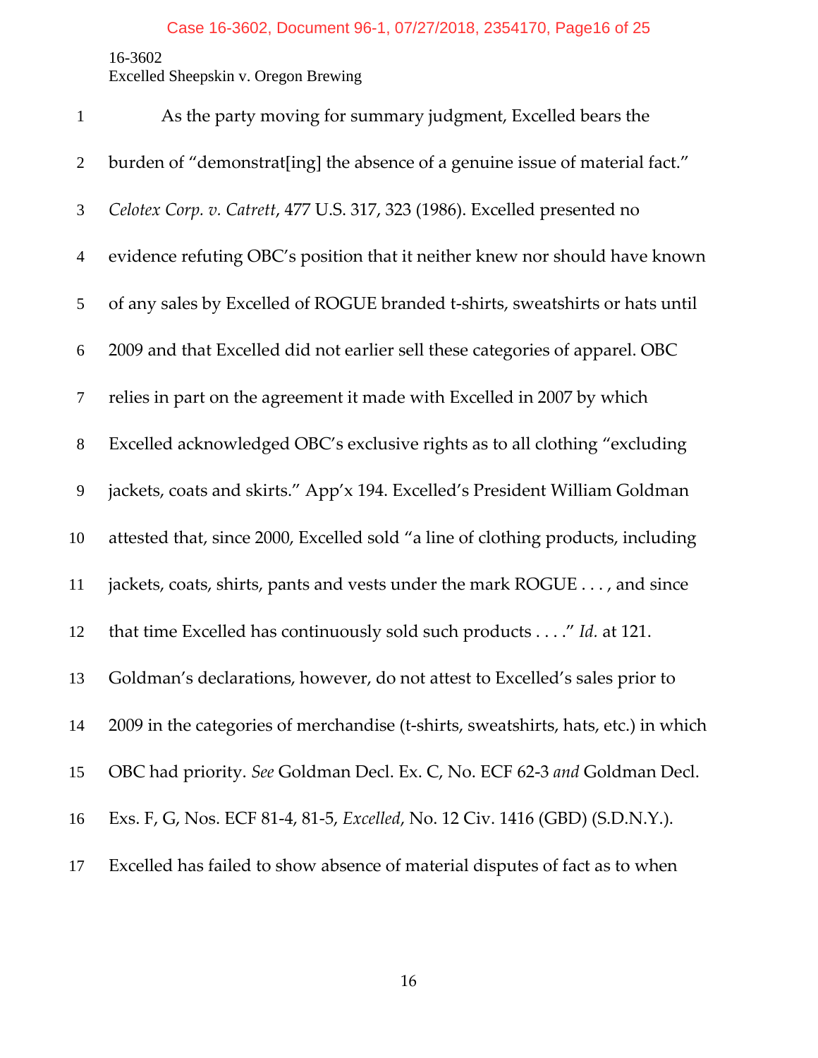As the party moving for summary judgment, Excelled bears the burden of "demonstrat[ing] the absence of a genuine issue of material fact." *Celotex Corp. v. Catrett*, 477 U.S. 317, 323 (1986). Excelled presented no evidence refuting OBC's position that it neither knew nor should have known of any sales by Excelled of ROGUE branded t-shirts, sweatshirts or hats until 2009 and that Excelled did not earlier sell these categories of apparel. OBC relies in part on the agreement it made with Excelled in 2007 by which Excelled acknowledged OBC's exclusive rights as to all clothing "excluding jackets, coats and skirts." App'x 194. Excelled's President William Goldman attested that, since 2000, Excelled sold "a line of clothing products, including jackets, coats, shirts, pants and vests under the mark ROGUE . . . , and since that time Excelled has continuously sold such products . . . ." *Id.* at 121. Goldman's declarations, however, do not attest to Excelled's sales prior to 2009 in the categories of merchandise (t-shirts, sweatshirts, hats, etc.) in which OBC had priority. *See* Goldman Decl. Ex. C, No. ECF 62-3 *and* Goldman Decl. Exs. F, G, Nos. ECF 81-4, 81-5, *Excelled*, No. 12 Civ. 1416 (GBD) (S.D.N.Y.). Excelled has failed to show absence of material disputes of fact as to when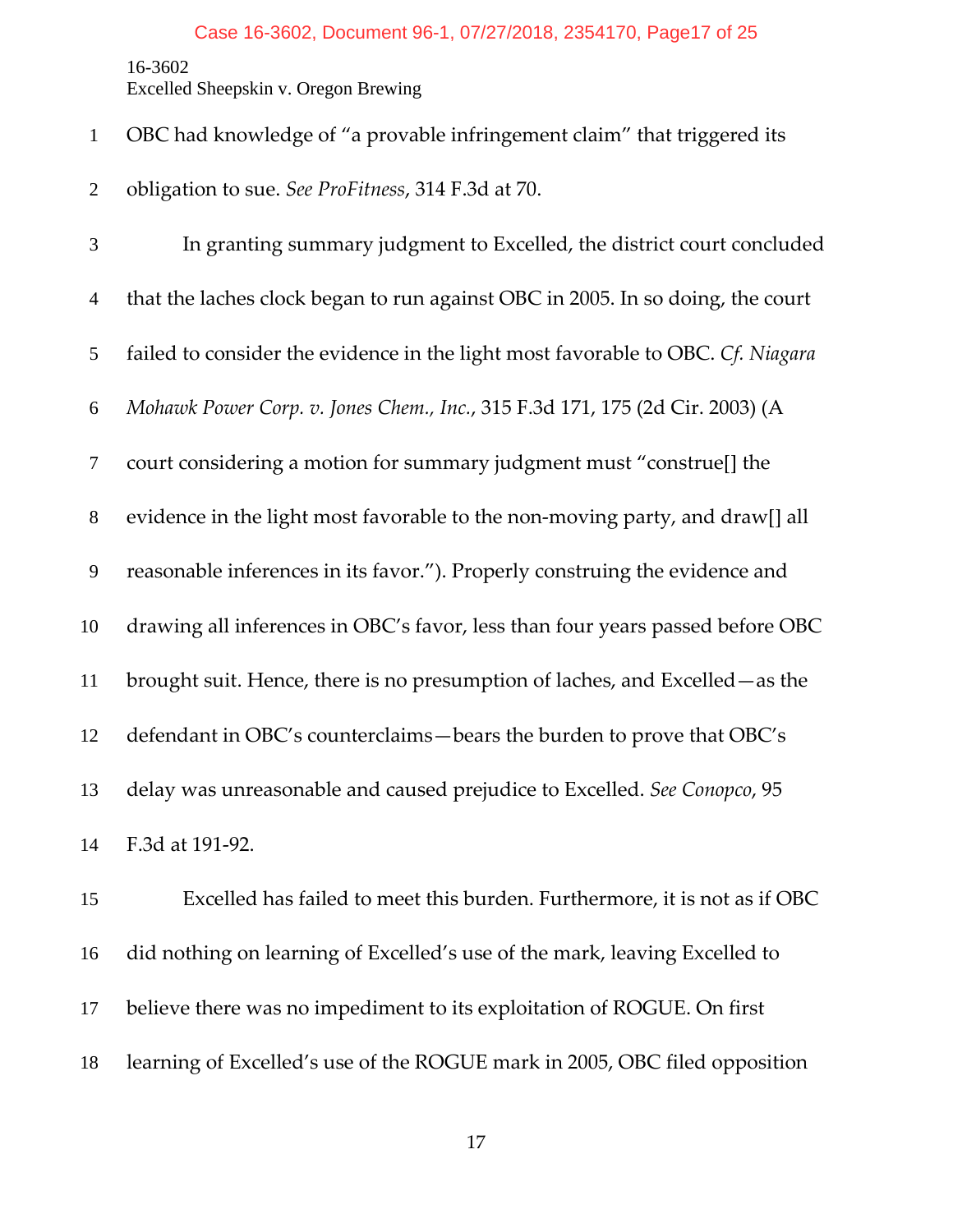OBC had knowledge of "a provable infringement claim" that triggered its obligation to sue. *See ProFitness*, 314 F.3d at 70.

In granting summary judgment to Excelled, the district court concluded that the laches clock began to run against OBC in 2005. In so doing, the court failed to consider the evidence in the light most favorable to OBC. *Cf. Niagara Mohawk Power Corp. v. Jones Chem., Inc.*, 315 F.3d 171, 175 (2d Cir. 2003) (A court considering a motion for summary judgment must "construe[] the evidence in the light most favorable to the non-moving party, and draw[] all reasonable inferences in its favor."). Properly construing the evidence and drawing all inferences in OBC's favor, less than four years passed before OBC brought suit. Hence, there is no presumption of laches, and Excelled—as the defendant in OBC's counterclaims—bears the burden to prove that OBC's delay was unreasonable and caused prejudice to Excelled. *See Conopco*, 95 F.3d at 191-92.

Excelled has failed to meet this burden. Furthermore, it is not as if OBC did nothing on learning of Excelled's use of the mark, leaving Excelled to believe there was no impediment to its exploitation of ROGUE. On first learning of Excelled's use of the ROGUE mark in 2005, OBC filed opposition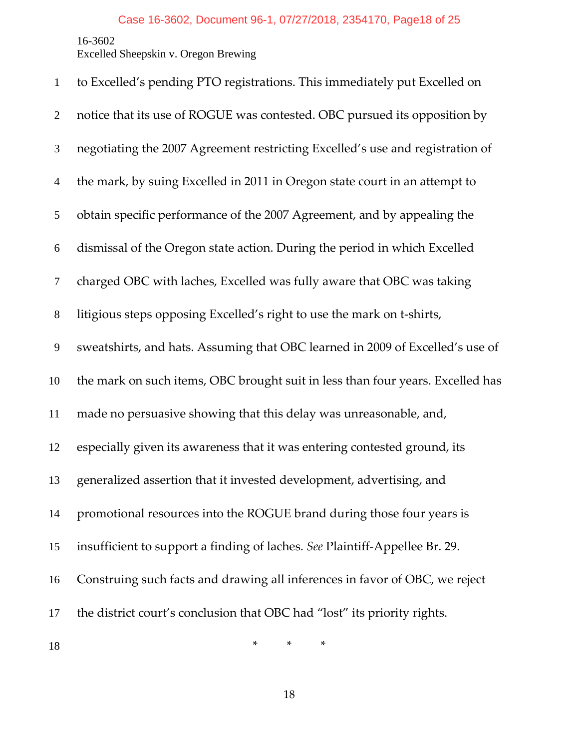to Excelled's pending PTO registrations. This immediately put Excelled on notice that its use of ROGUE was contested. OBC pursued its opposition by negotiating the 2007 Agreement restricting Excelled's use and registration of the mark, by suing Excelled in 2011 in Oregon state court in an attempt to obtain specific performance of the 2007 Agreement, and by appealing the dismissal of the Oregon state action. During the period in which Excelled charged OBC with laches, Excelled was fully aware that OBC was taking litigious steps opposing Excelled's right to use the mark on t-shirts, sweatshirts, and hats. Assuming that OBC learned in 2009 of Excelled's use of the mark on such items, OBC brought suit in less than four years. Excelled has made no persuasive showing that this delay was unreasonable, and, especially given its awareness that it was entering contested ground, its generalized assertion that it invested development, advertising, and promotional resources into the ROGUE brand during those four years is insufficient to support a finding of laches. *See* Plaintiff-Appellee Br. 29. Construing such facts and drawing all inferences in favor of OBC, we reject the district court's conclusion that OBC had "lost" its priority rights.

\* \* \*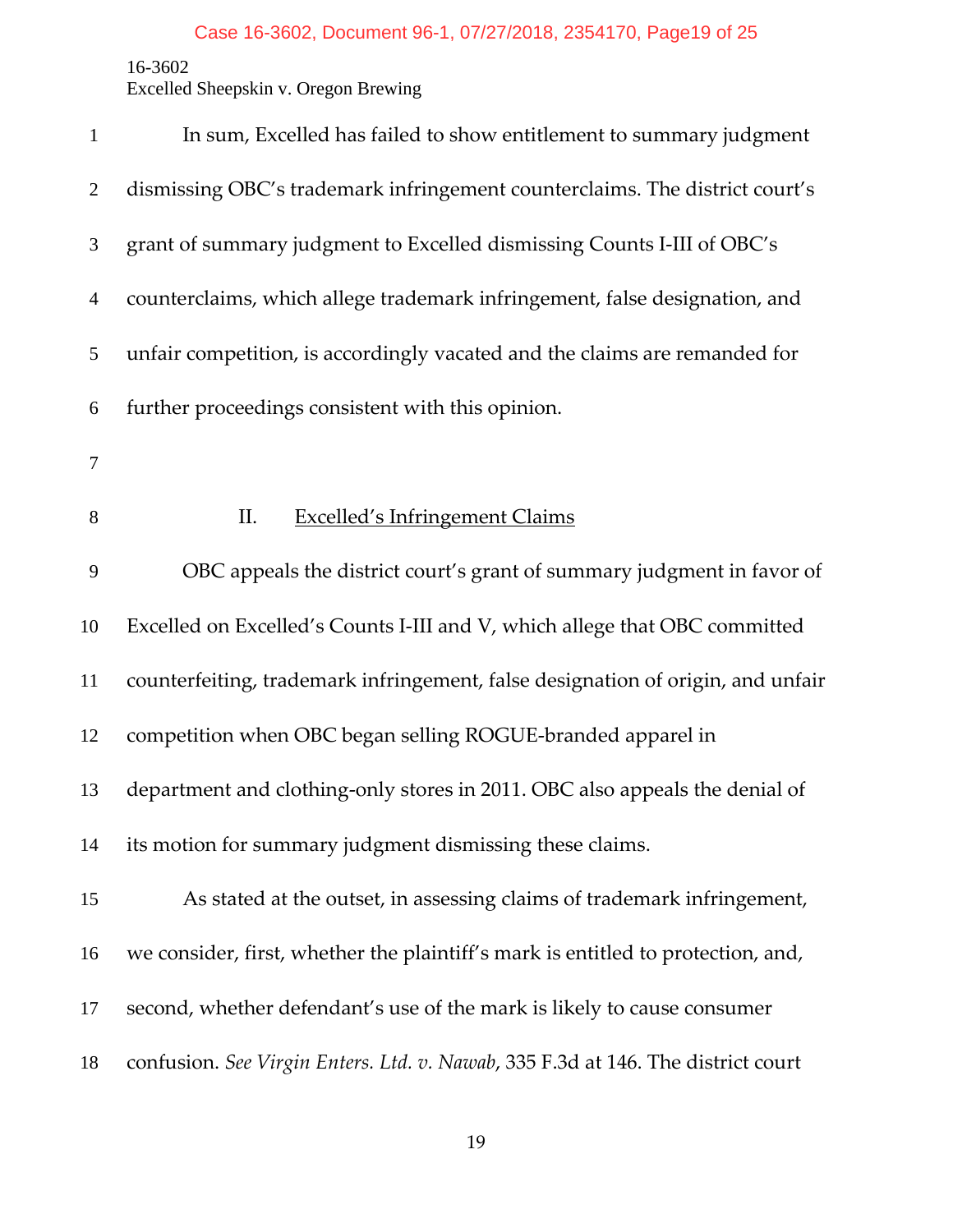In sum, Excelled has failed to show entitlement to summary judgment dismissing OBC's trademark infringement counterclaims. The district court's grant of summary judgment to Excelled dismissing Counts I-III of OBC's counterclaims, which allege trademark infringement, false designation, and unfair competition, is accordingly vacated and the claims are remanded for further proceedings consistent with this opinion.

## II. Excelled's Infringement Claims

OBC appeals the district court's grant of summary judgment in favor of Excelled on Excelled's Counts I-III and V, which allege that OBC committed counterfeiting, trademark infringement, false designation of origin, and unfair competition when OBC began selling ROGUE-branded apparel in department and clothing-only stores in 2011. OBC also appeals the denial of its motion for summary judgment dismissing these claims.

As stated at the outset, in assessing claims of trademark infringement, we consider, first, whether the plaintiff's mark is entitled to protection, and, second, whether defendant's use of the mark is likely to cause consumer confusion. *See Virgin Enters. Ltd. v. Nawab*, 335 F.3d at 146. The district court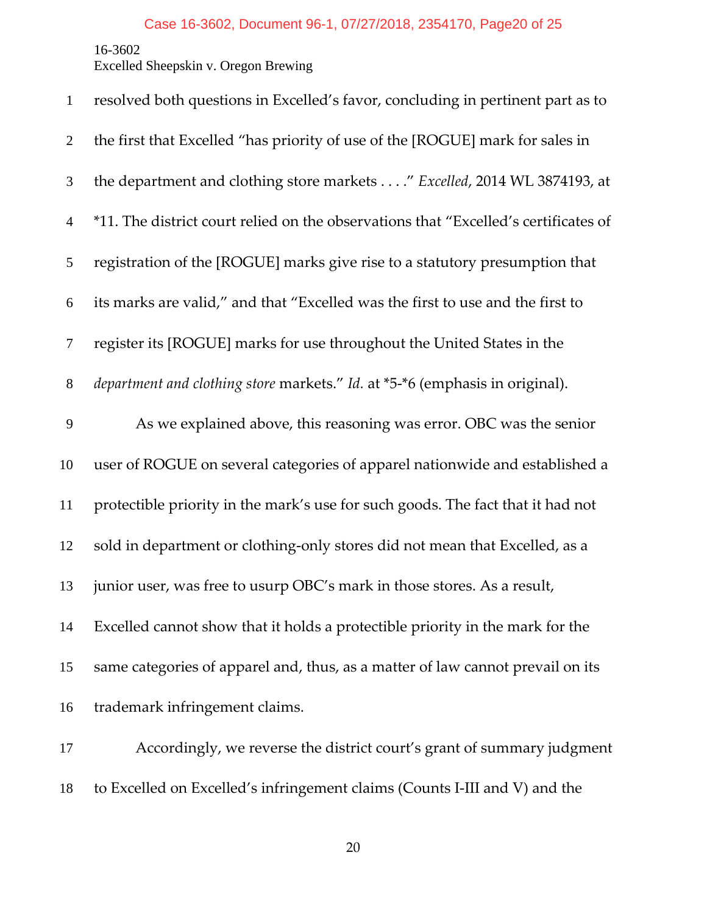resolved both questions in Excelled's favor, concluding in pertinent part as to the first that Excelled "has priority of use of the [ROGUE] mark for sales in the department and clothing store markets . . . ." *Excelled*, 2014 WL 3874193, at *11. The district court relied on the observations that "Excelled's certificates of registration of the [ROGUE] marks give rise to a statutory presumption that its marks are valid," and that "Excelled was the first to use and the first to register its [ROGUE] marks for use throughout the United States in the *department and clothing store* markets." *Id.* at *5-*6 (emphasis in original).

As we explained above, this reasoning was error. OBC was the senior user of ROGUE on several categories of apparel nationwide and established a protectible priority in the mark's use for such goods. The fact that it had not sold in department or clothing-only stores did not mean that Excelled, as a junior user, was free to usurp OBC's mark in those stores. As a result, Excelled cannot show that it holds a protectible priority in the mark for the same categories of apparel and, thus, as a matter of law cannot prevail on its trademark infringement claims.

Accordingly, we reverse the district court's grant of summary judgment to Excelled on Excelled's infringement claims (Counts I-III and V) and the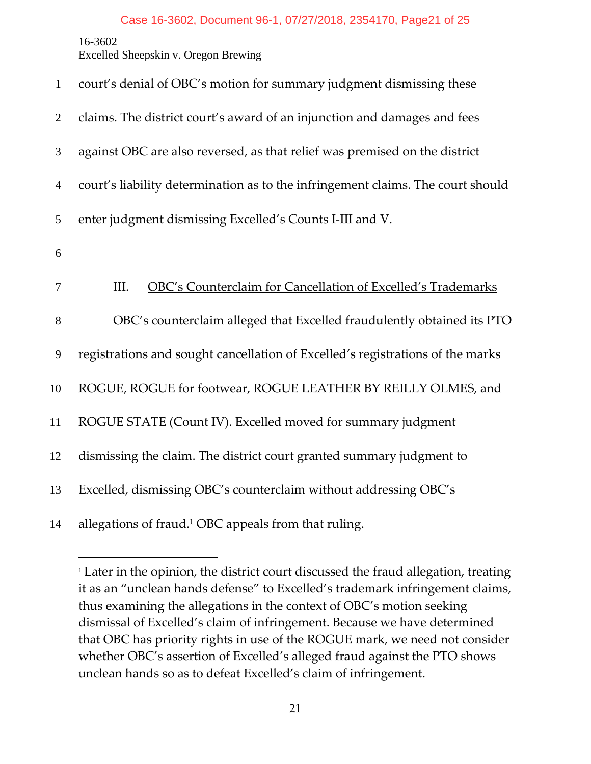court's denial of OBC's motion for summary judgment dismissing these claims. The district court's award of an injunction and damages and fees against OBC are also reversed, as that relief was premised on the district court's liability determination as to the infringement claims. The court should enter judgment dismissing Excelled's Counts I-III and V.

## III. OBC's Counterclaim for Cancellation of Excelled's Trademarks

OBC's counterclaim alleged that Excelled fraudulently obtained its PTO registrations and sought cancellation of Excelled's registrations of the marks ROGUE, ROGUE for footwear, ROGUE LEATHER BY REILLY OLMES, and ROGUE STATE (Count IV). Excelled moved for summary judgment dismissing the claim. The district court granted summary judgment to Excelled, dismissing OBC's counterclaim without addressing OBC's allegations of fraud.[1] OBC appeals from that ruling.

---

[1] Later in the opinion, the district court discussed the fraud allegation, treating it as an "unclean hands defense" to Excelled's trademark infringement claims, thus examining the allegations in the context of OBC's motion seeking dismissal of Excelled's claim of infringement. Because we have determined that OBC has priority rights in use of the ROGUE mark, we need not consider whether OBC's assertion of Excelled's alleged fraud against the PTO shows unclean hands so as to defeat Excelled's claim of infringement.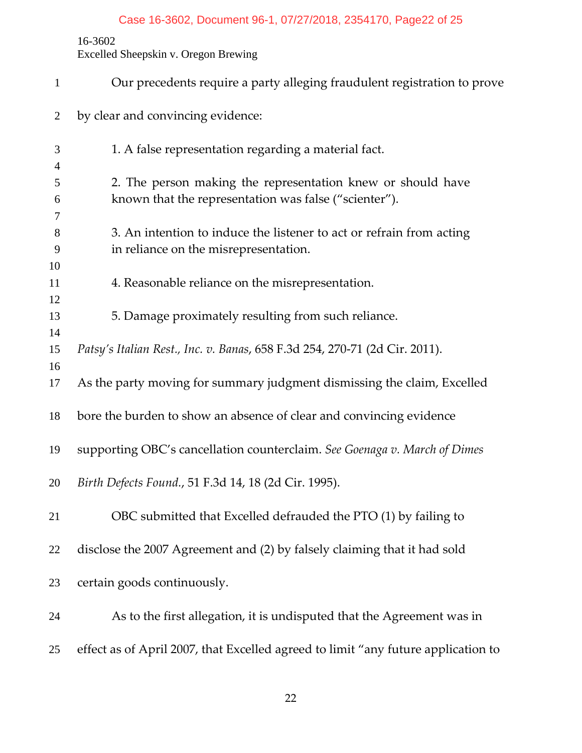Our precedents require a party alleging fraudulent registration to prove by clear and convincing evidence:

> 1. A false representation regarding a material fact.
>
> 2. The person making the representation knew or should have known that the representation was false ("scienter").
>
> 3. An intention to induce the listener to act or refrain from acting in reliance on the misrepresentation.
>
> 4. Reasonable reliance on the misrepresentation.
>
> 5. Damage proximately resulting from such reliance.

*Patsy's Italian Rest., Inc. v. Banas*, 658 F.3d 254, 270-71 (2d Cir. 2011).

As the party moving for summary judgment dismissing the claim, Excelled bore the burden to show an absence of clear and convincing evidence supporting OBC's cancellation counterclaim. *See Goenaga v. March of Dimes Birth Defects Found.*, 51 F.3d 14, 18 (2d Cir. 1995).

OBC submitted that Excelled defrauded the PTO (1) by failing to disclose the 2007 Agreement and (2) by falsely claiming that it had sold certain goods continuously.

As to the first allegation, it is undisputed that the Agreement was in effect as of April 2007, that Excelled agreed to limit "any future application to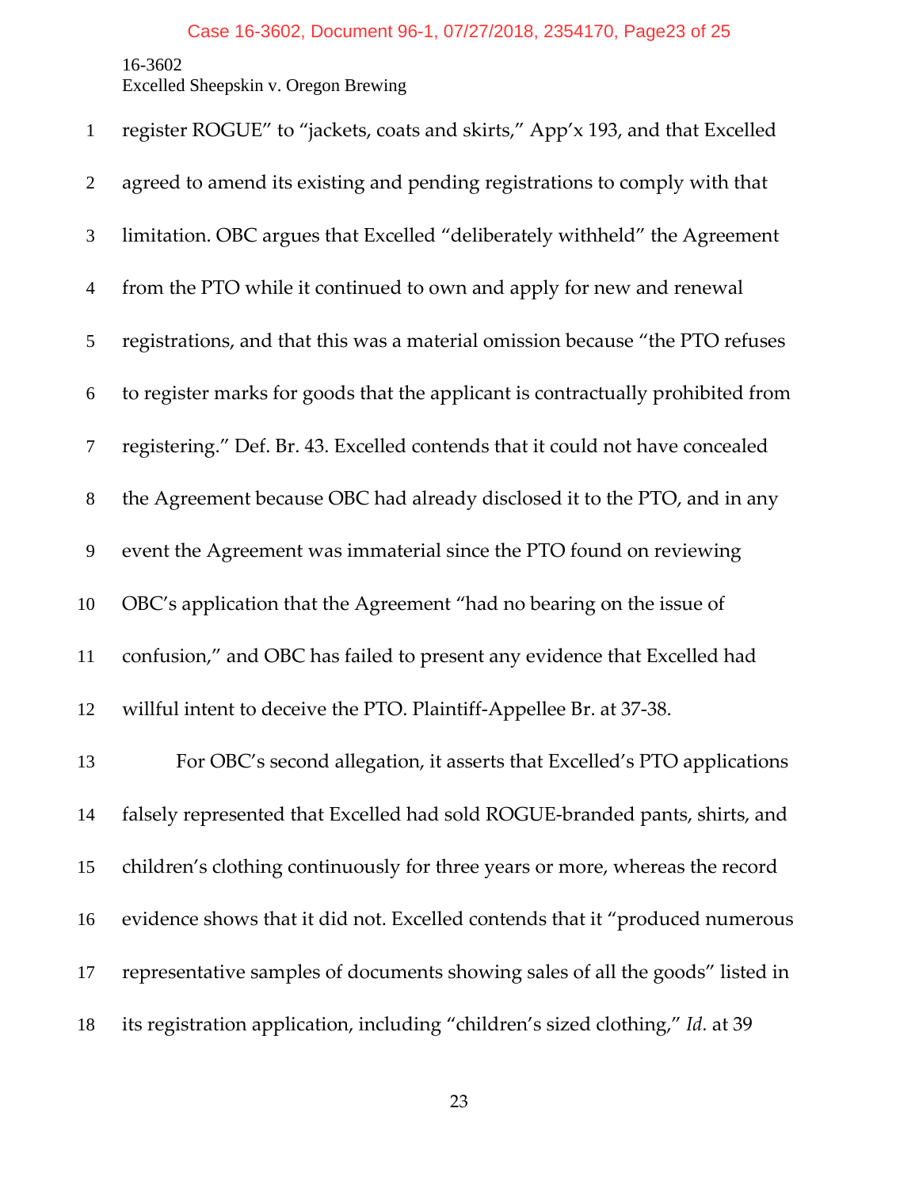register ROGUE" to "jackets, coats and skirts," App'x 193, and that Excelled agreed to amend its existing and pending registrations to comply with that limitation. OBC argues that Excelled "deliberately withheld" the Agreement from the PTO while it continued to own and apply for new and renewal registrations, and that this was a material omission because "the PTO refuses to register marks for goods that the applicant is contractually prohibited from registering." Def. Br. 43. Excelled contends that it could not have concealed the Agreement because OBC had already disclosed it to the PTO, and in any event the Agreement was immaterial since the PTO found on reviewing OBC's application that the Agreement "had no bearing on the issue of confusion," and OBC has failed to present any evidence that Excelled had willful intent to deceive the PTO. Plaintiff-Appellee Br. at 37-38.

For OBC's second allegation, it asserts that Excelled's PTO applications falsely represented that Excelled had sold ROGUE-branded pants, shirts, and children's clothing continuously for three years or more, whereas the record evidence shows that it did not. Excelled contends that it "produced numerous representative samples of documents showing sales of all the goods" listed in its registration application, including "children's sized clothing," *Id.* at 39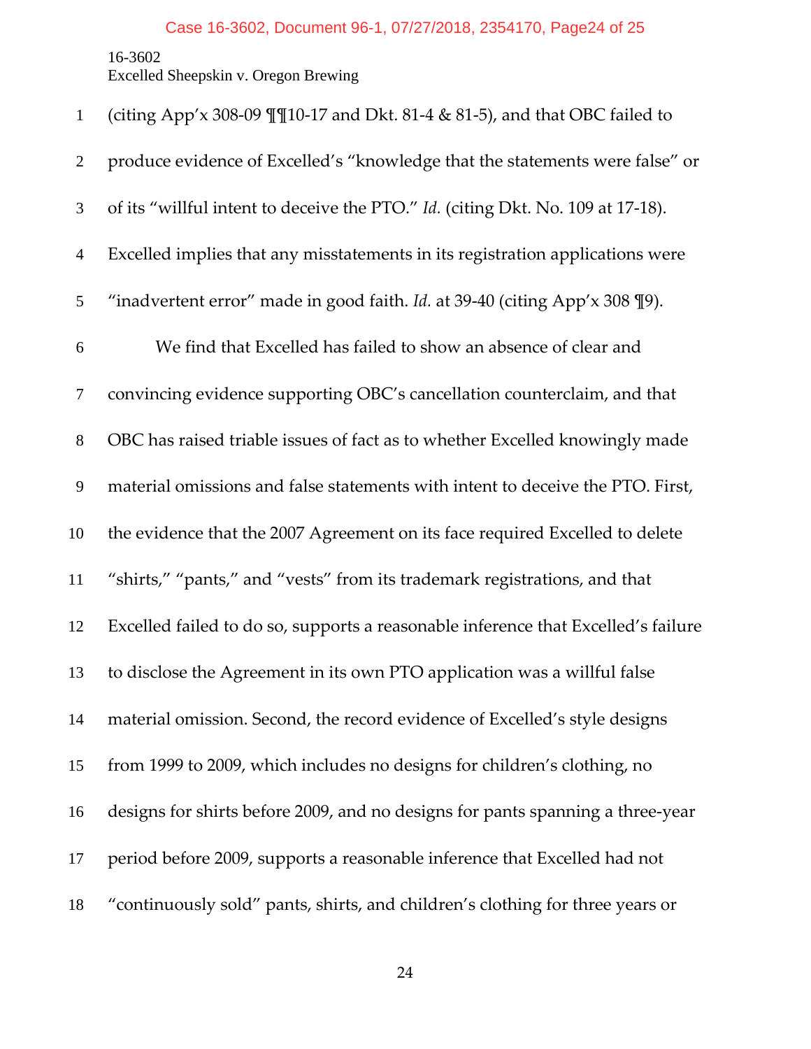(citing App'x 308-09 ¶¶10-17 and Dkt. 81-4 & 81-5), and that OBC failed to produce evidence of Excelled's "knowledge that the statements were false" or of its "willful intent to deceive the PTO." *Id.* (citing Dkt. No. 109 at 17-18). Excelled implies that any misstatements in its registration applications were "inadvertent error" made in good faith. *Id.* at 39-40 (citing App'x 308 ¶9).

We find that Excelled has failed to show an absence of clear and convincing evidence supporting OBC's cancellation counterclaim, and that OBC has raised triable issues of fact as to whether Excelled knowingly made material omissions and false statements with intent to deceive the PTO. First, the evidence that the 2007 Agreement on its face required Excelled to delete "shirts," "pants," and "vests" from its trademark registrations, and that Excelled failed to do so, supports a reasonable inference that Excelled's failure to disclose the Agreement in its own PTO application was a willful false material omission. Second, the record evidence of Excelled's style designs from 1999 to 2009, which includes no designs for children's clothing, no designs for shirts before 2009, and no designs for pants spanning a three-year period before 2009, supports a reasonable inference that Excelled had not "continuously sold" pants, shirts, and children's clothing for three years or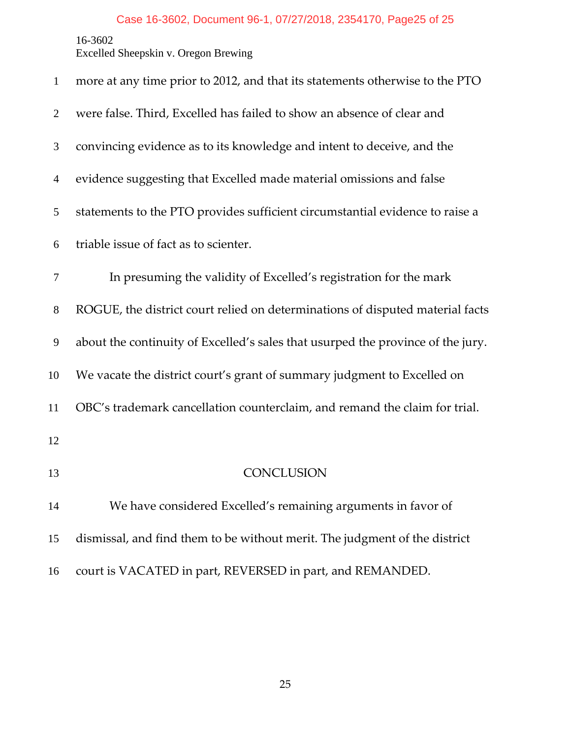more at any time prior to 2012, and that its statements otherwise to the PTO were false. Third, Excelled has failed to show an absence of clear and convincing evidence as to its knowledge and intent to deceive, and the evidence suggesting that Excelled made material omissions and false statements to the PTO provides sufficient circumstantial evidence to raise a triable issue of fact as to scienter.

In presuming the validity of Excelled's registration for the mark ROGUE, the district court relied on determinations of disputed material facts about the continuity of Excelled's sales that usurped the province of the jury. We vacate the district court's grant of summary judgment to Excelled on OBC's trademark cancellation counterclaim, and remand the claim for trial.

## CONCLUSION

We have considered Excelled's remaining arguments in favor of dismissal, and find them to be without merit. The judgment of the district court is VACATED in part, REVERSED in part, and REMANDED.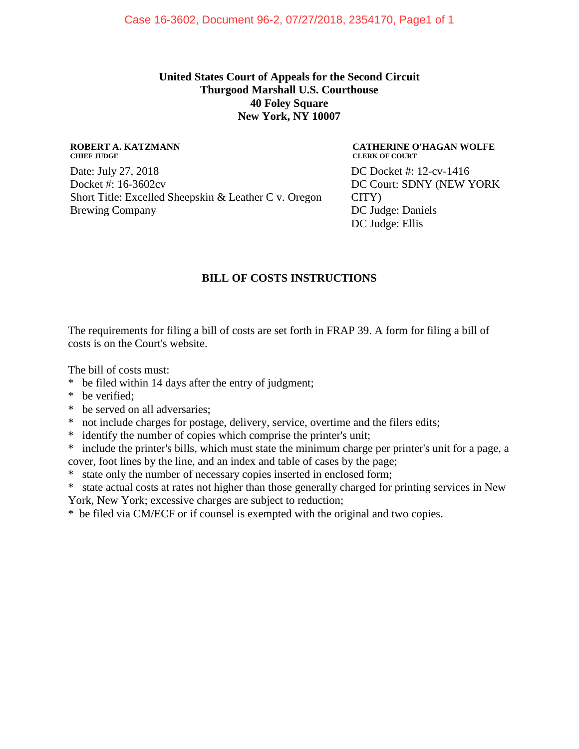**United States Court of Appeals for the Second Circuit**
**Thurgood Marshall U.S. Courthouse**
**40 Foley Square**
**New York, NY 10007**

**ROBERT A. KATZMANN**
**CHIEF JUDGE**

**CATHERINE O'HAGAN WOLFE**
**CLERK OF COURT**

Date: July 27, 2018
Docket #: 16-3602cv
Short Title: Excelled Sheepskin & Leather C v. Oregon Brewing Company

DC Docket #: 12-cv-1416
DC Court: SDNY (NEW YORK CITY)
DC Judge: Daniels
DC Judge: Ellis

## BILL OF COSTS INSTRUCTIONS

The requirements for filing a bill of costs are set forth in FRAP 39. A form for filing a bill of costs is on the Court's website.

The bill of costs must:

- be filed within 14 days after the entry of judgment;
- be verified;
- be served on all adversaries;
- not include charges for postage, delivery, service, overtime and the filers edits;
- identify the number of copies which comprise the printer's unit;
- include the printer's bills, which must state the minimum charge per printer's unit for a page, a cover, foot lines by the line, and an index and table of cases by the page;
- state only the number of necessary copies inserted in enclosed form;
- state actual costs at rates not higher than those generally charged for printing services in New York, New York; excessive charges are subject to reduction;
- be filed via CM/ECF or if counsel is exempted with the original and two copies.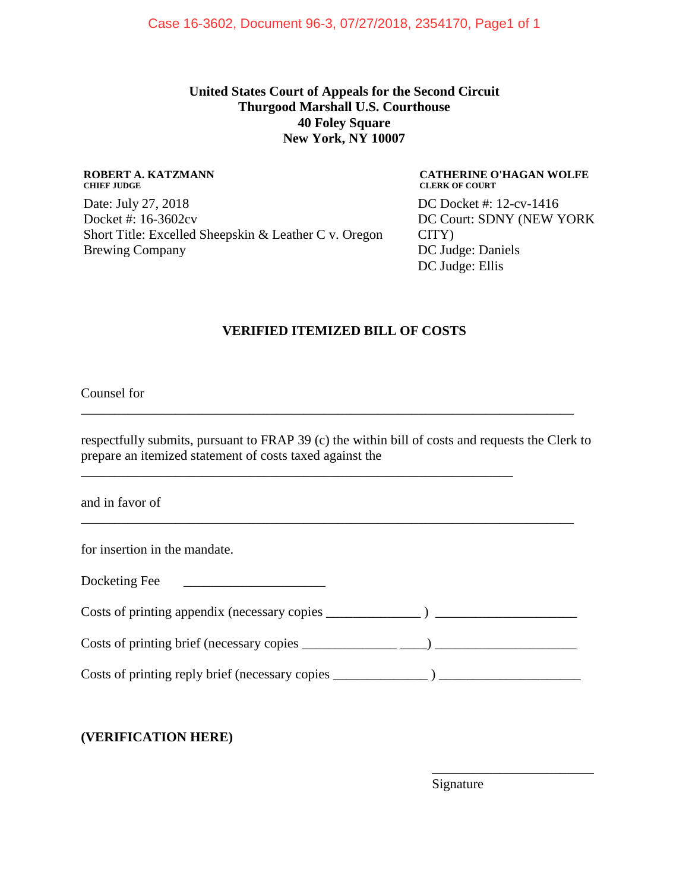**United States Court of Appeals for the Second Circuit**
**Thurgood Marshall U.S. Courthouse**
**40 Foley Square**
**New York, NY 10007**

**ROBERT A. KATZMANN**
**CHIEF JUDGE**

Date: July 27, 2018
Docket #: 16-3602cv
Short Title: Excelled Sheepskin & Leather C v. Oregon Brewing Company

**CATHERINE O'HAGAN WOLFE**
**CLERK OF COURT**

DC Docket #: 12-cv-1416
DC Court: SDNY (NEW YORK CITY)
DC Judge: Daniels
DC Judge: Ellis

## VERIFIED ITEMIZED BILL OF COSTS

Counsel for

_______________________________________________________________________

respectfully submits, pursuant to FRAP 39 (c) the within bill of costs and requests the Clerk to prepare an itemized statement of costs taxed against the

_______________________________________________________________

and in favor of

_______________________________________________________________________

for insertion in the mandate.

Docketing Fee _____________________

Costs of printing appendix (necessary copies ______________ ) _____________________

Costs of printing brief (necessary copies ______________ ____) _____________________

Costs of printing reply brief (necessary copies ______________ ) _____________________

**(VERIFICATION HERE)**

________________________
Signature